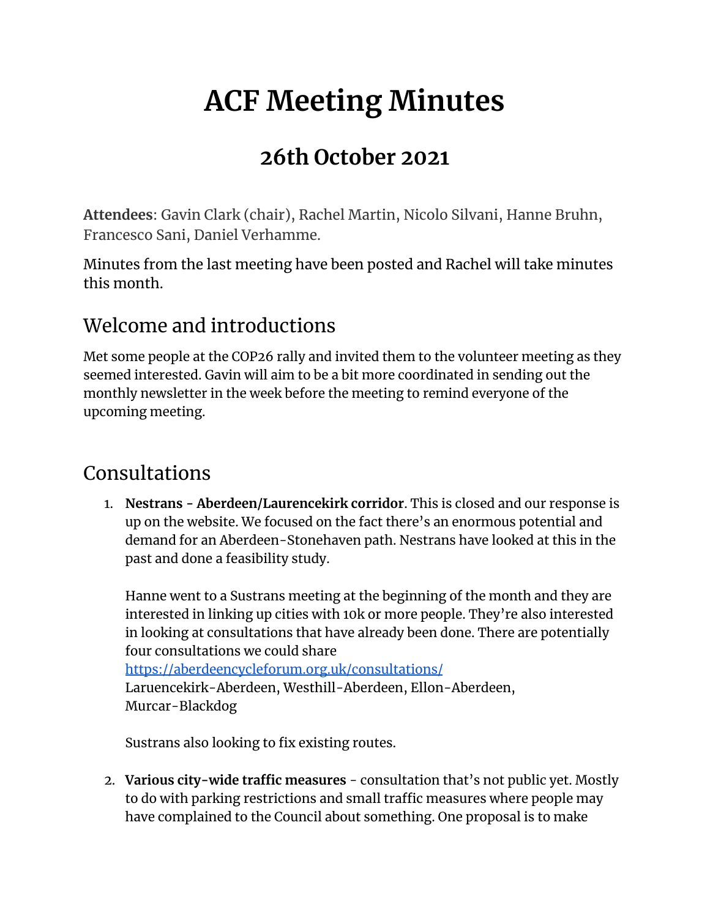# ACF Meeting Minutes

## 26th October 2021

**Attendees**: Gavin Clark (chair), Rachel Martin, Nicolo Silvani, Hanne Bruhn, Francesco Sani, Daniel Verhamme.

Minutes from the last meeting have been posted and Rachel will take minutes this month.

## Welcome and introductions

Met some people at the COP26 rally and invited them to the volunteer meeting as they seemed interested. Gavin will aim to be a bit more coordinated in sending out the monthly newsletter in the week before the meeting to remind everyone of the upcoming meeting.

## Consultations

1. **Nestrans - Aberdeen/Laurencekirk corridor**. This is closed and our response is up on the website. We focused on the fact there's an enormous potential and demand for an Aberdeen-Stonehaven path. Nestrans have looked at this in the past and done a feasibility study.

   Hanne went to a Sustrans meeting at the beginning of the month and they are interested in linking up cities with 10k or more people. They're also interested in looking at consultations that have already been done. There are potentially four consultations we could share
   https://aberdeencycleforum.org.uk/consultations/
   Laruencekirk-Aberdeen, Westhill-Aberdeen, Ellon-Aberdeen, Murcar-Blackdog

   Sustrans also looking to fix existing routes.

2. **Various city-wide traffic measures** - consultation that's not public yet. Mostly to do with parking restrictions and small traffic measures where people may have complained to the Council about something. One proposal is to make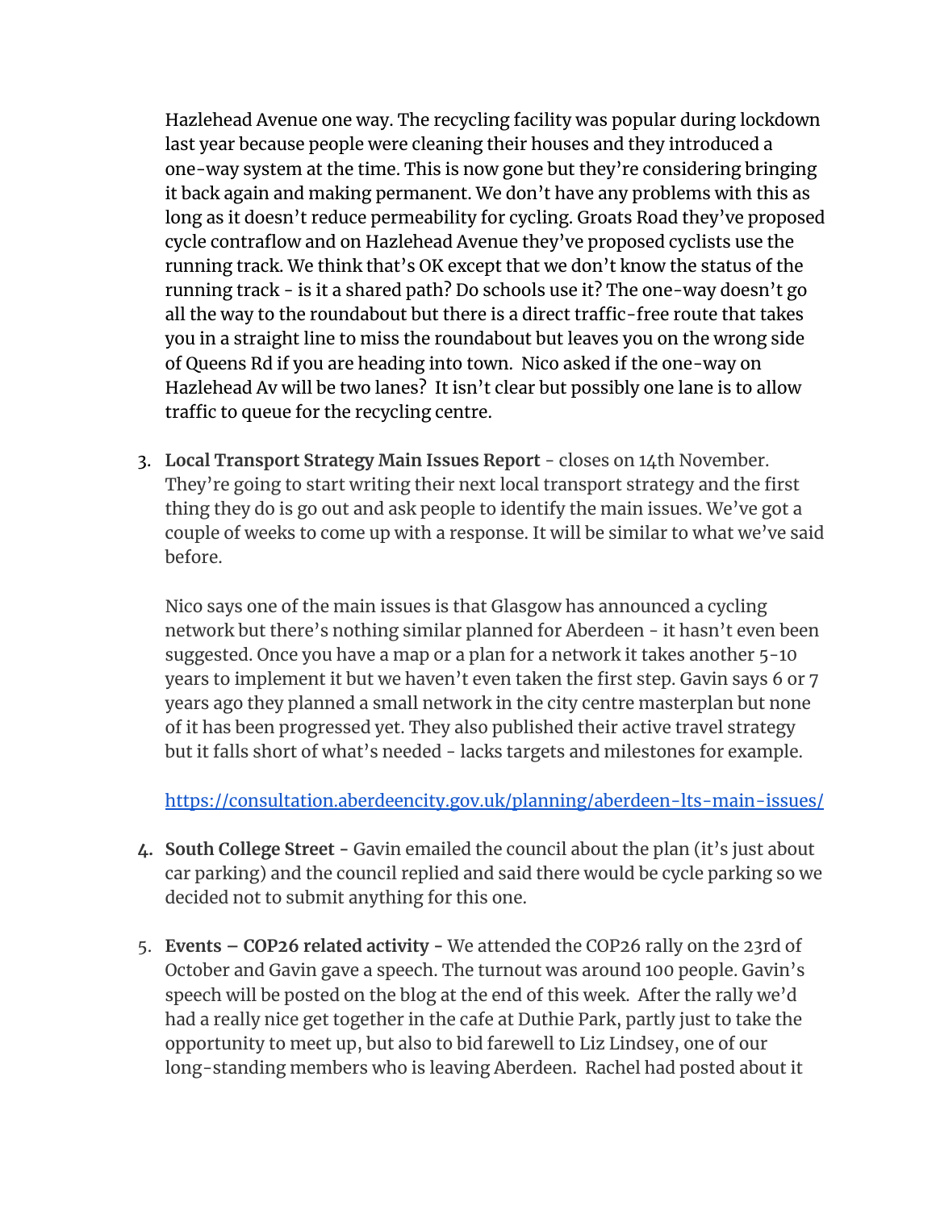Hazlehead Avenue one way. The recycling facility was popular during lockdown last year because people were cleaning their houses and they introduced a one-way system at the time. This is now gone but they're considering bringing it back again and making permanent. We don't have any problems with this as long as it doesn't reduce permeability for cycling. Groats Road they've proposed cycle contraflow and on Hazlehead Avenue they've proposed cyclists use the running track. We think that's OK except that we don't know the status of the running track - is it a shared path? Do schools use it? The one-way doesn't go all the way to the roundabout but there is a direct traffic-free route that takes you in a straight line to miss the roundabout but leaves you on the wrong side of Queens Rd if you are heading into town. Nico asked if the one-way on Hazlehead Av will be two lanes? It isn't clear but possibly one lane is to allow traffic to queue for the recycling centre.

3. **Local Transport Strategy Main Issues Report** - closes on 14th November. They're going to start writing their next local transport strategy and the first thing they do is go out and ask people to identify the main issues. We've got a couple of weeks to come up with a response. It will be similar to what we've said before.

   Nico says one of the main issues is that Glasgow has announced a cycling network but there's nothing similar planned for Aberdeen - it hasn't even been suggested. Once you have a map or a plan for a network it takes another 5-10 years to implement it but we haven't even taken the first step. Gavin says 6 or 7 years ago they planned a small network in the city centre masterplan but none of it has been progressed yet. They also published their active travel strategy but it falls short of what's needed - lacks targets and milestones for example.

   https://consultation.aberdeencity.gov.uk/planning/aberdeen-lts-main-issues/

4. **South College Street -** Gavin emailed the council about the plan (it's just about car parking) and the council replied and said there would be cycle parking so we decided not to submit anything for this one.

5. **Events – COP26 related activity -** We attended the COP26 rally on the 23rd of October and Gavin gave a speech. The turnout was around 100 people. Gavin's speech will be posted on the blog at the end of this week. After the rally we'd had a really nice get together in the cafe at Duthie Park, partly just to take the opportunity to meet up, but also to bid farewell to Liz Lindsey, one of our long-standing members who is leaving Aberdeen. Rachel had posted about it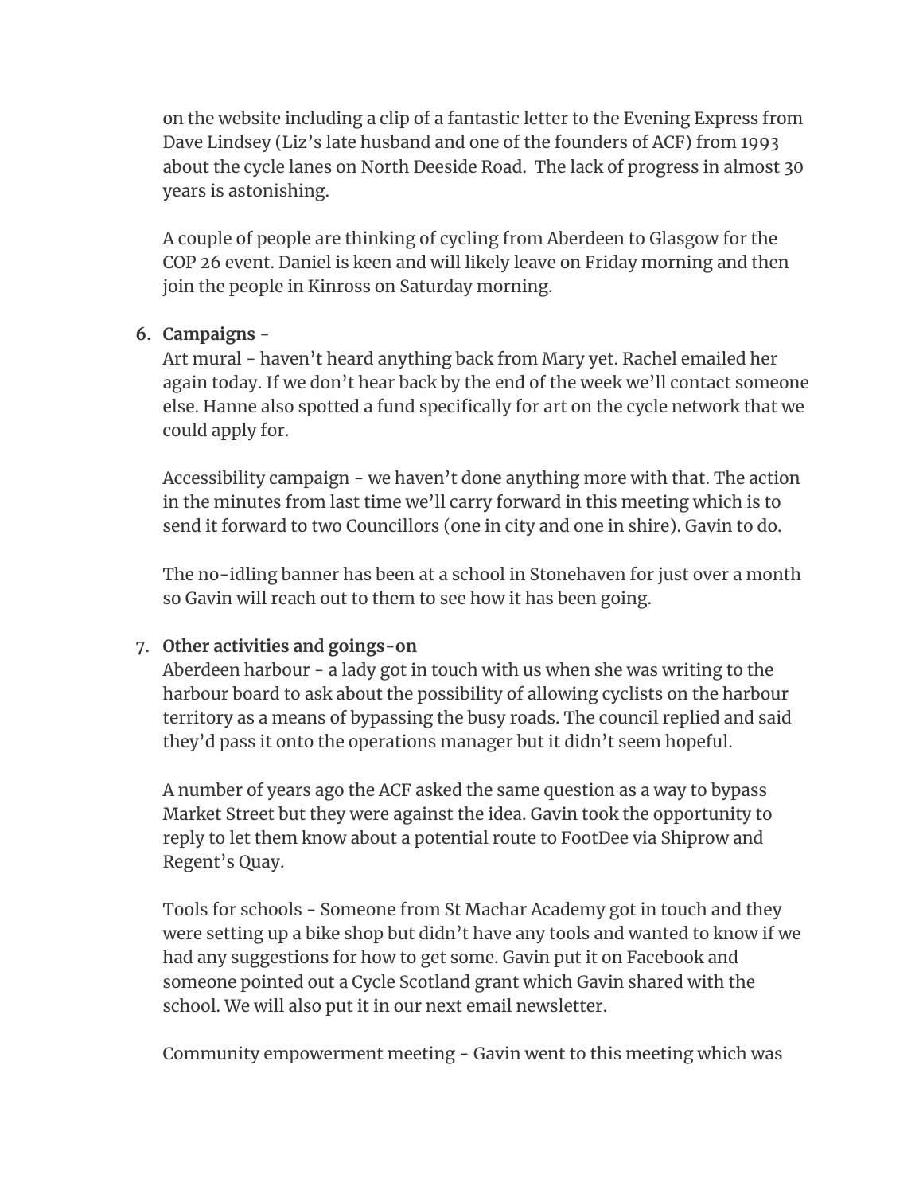on the website including a clip of a fantastic letter to the Evening Express from Dave Lindsey (Liz's late husband and one of the founders of ACF) from 1993 about the cycle lanes on North Deeside Road. The lack of progress in almost 30 years is astonishing.

A couple of people are thinking of cycling from Aberdeen to Glasgow for the COP 26 event. Daniel is keen and will likely leave on Friday morning and then join the people in Kinross on Saturday morning.

6. **Campaigns -**
   Art mural - haven't heard anything back from Mary yet. Rachel emailed her again today. If we don't hear back by the end of the week we'll contact someone else. Hanne also spotted a fund specifically for art on the cycle network that we could apply for.

   Accessibility campaign - we haven't done anything more with that. The action in the minutes from last time we'll carry forward in this meeting which is to send it forward to two Councillors (one in city and one in shire). Gavin to do.

   The no-idling banner has been at a school in Stonehaven for just over a month so Gavin will reach out to them to see how it has been going.

7. **Other activities and goings-on**
   Aberdeen harbour - a lady got in touch with us when she was writing to the harbour board to ask about the possibility of allowing cyclists on the harbour territory as a means of bypassing the busy roads. The council replied and said they'd pass it onto the operations manager but it didn't seem hopeful.

   A number of years ago the ACF asked the same question as a way to bypass Market Street but they were against the idea. Gavin took the opportunity to reply to let them know about a potential route to FootDee via Shiprow and Regent's Quay.

   Tools for schools - Someone from St Machar Academy got in touch and they were setting up a bike shop but didn't have any tools and wanted to know if we had any suggestions for how to get some. Gavin put it on Facebook and someone pointed out a Cycle Scotland grant which Gavin shared with the school. We will also put it in our next email newsletter.

   Community empowerment meeting - Gavin went to this meeting which was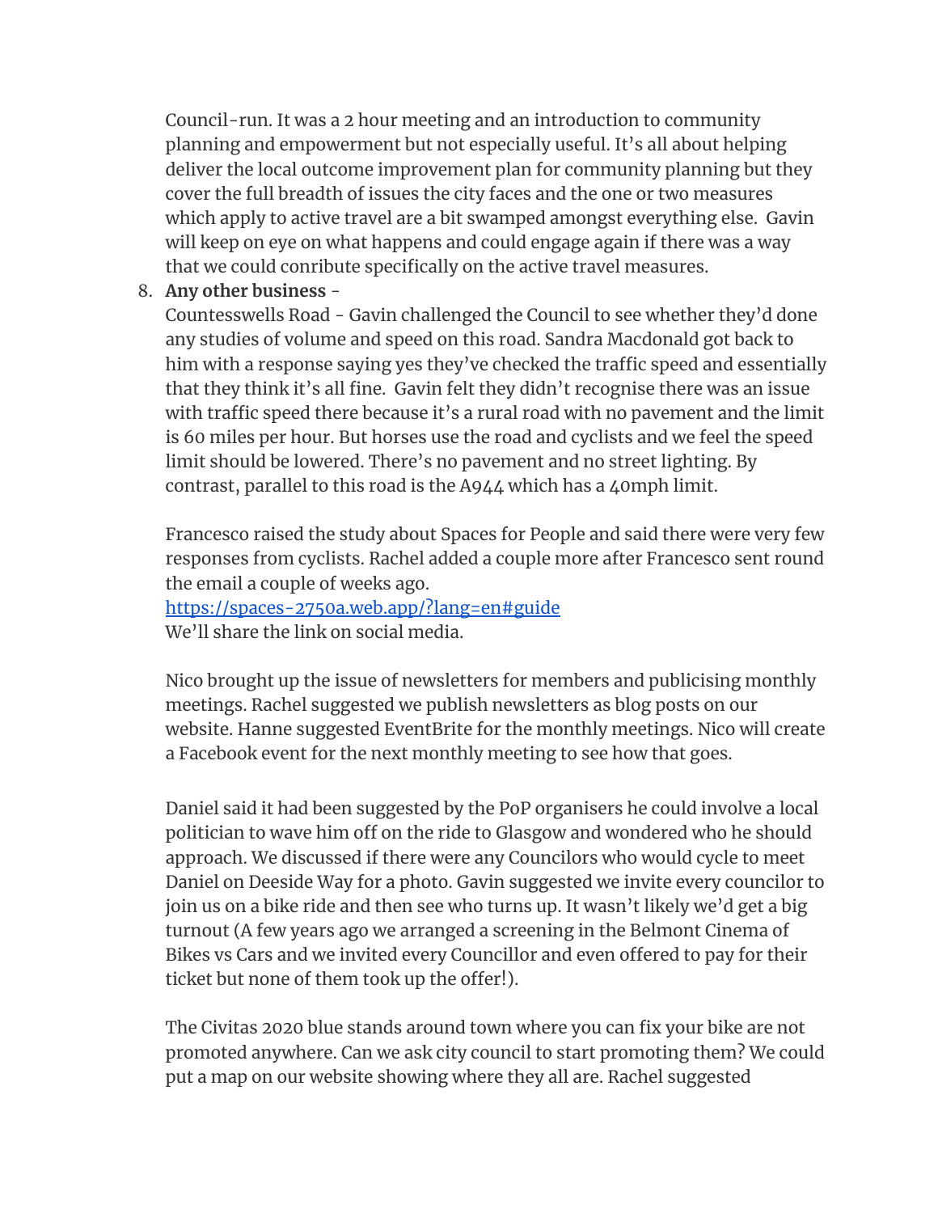Council-run. It was a 2 hour meeting and an introduction to community planning and empowerment but not especially useful. It's all about helping deliver the local outcome improvement plan for community planning but they cover the full breadth of issues the city faces and the one or two measures which apply to active travel are a bit swamped amongst everything else. Gavin will keep on eye on what happens and could engage again if there was a way that we could conribute specifically on the active travel measures.

8. **Any other business** -

   Countesswells Road - Gavin challenged the Council to see whether they'd done any studies of volume and speed on this road. Sandra Macdonald got back to him with a response saying yes they've checked the traffic speed and essentially that they think it's all fine. Gavin felt they didn't recognise there was an issue with traffic speed there because it's a rural road with no pavement and the limit is 60 miles per hour. But horses use the road and cyclists and we feel the speed limit should be lowered. There's no pavement and no street lighting. By contrast, parallel to this road is the A944 which has a 40mph limit.

   Francesco raised the study about Spaces for People and said there were very few responses from cyclists. Rachel added a couple more after Francesco sent round the email a couple of weeks ago.
   [https://spaces-2750a.web.app/?lang=en#guide](https://spaces-2750a.web.app/?lang=en#guide)
   We'll share the link on social media.

   Nico brought up the issue of newsletters for members and publicising monthly meetings. Rachel suggested we publish newsletters as blog posts on our website. Hanne suggested EventBrite for the monthly meetings. Nico will create a Facebook event for the next monthly meeting to see how that goes.

   Daniel said it had been suggested by the PoP organisers he could involve a local politician to wave him off on the ride to Glasgow and wondered who he should approach. We discussed if there were any Councilors who would cycle to meet Daniel on Deeside Way for a photo. Gavin suggested we invite every councilor to join us on a bike ride and then see who turns up. It wasn't likely we'd get a big turnout (A few years ago we arranged a screening in the Belmont Cinema of Bikes vs Cars and we invited every Councillor and even offered to pay for their ticket but none of them took up the offer!).

   The Civitas 2020 blue stands around town where you can fix your bike are not promoted anywhere. Can we ask city council to start promoting them? We could put a map on our website showing where they all are. Rachel suggested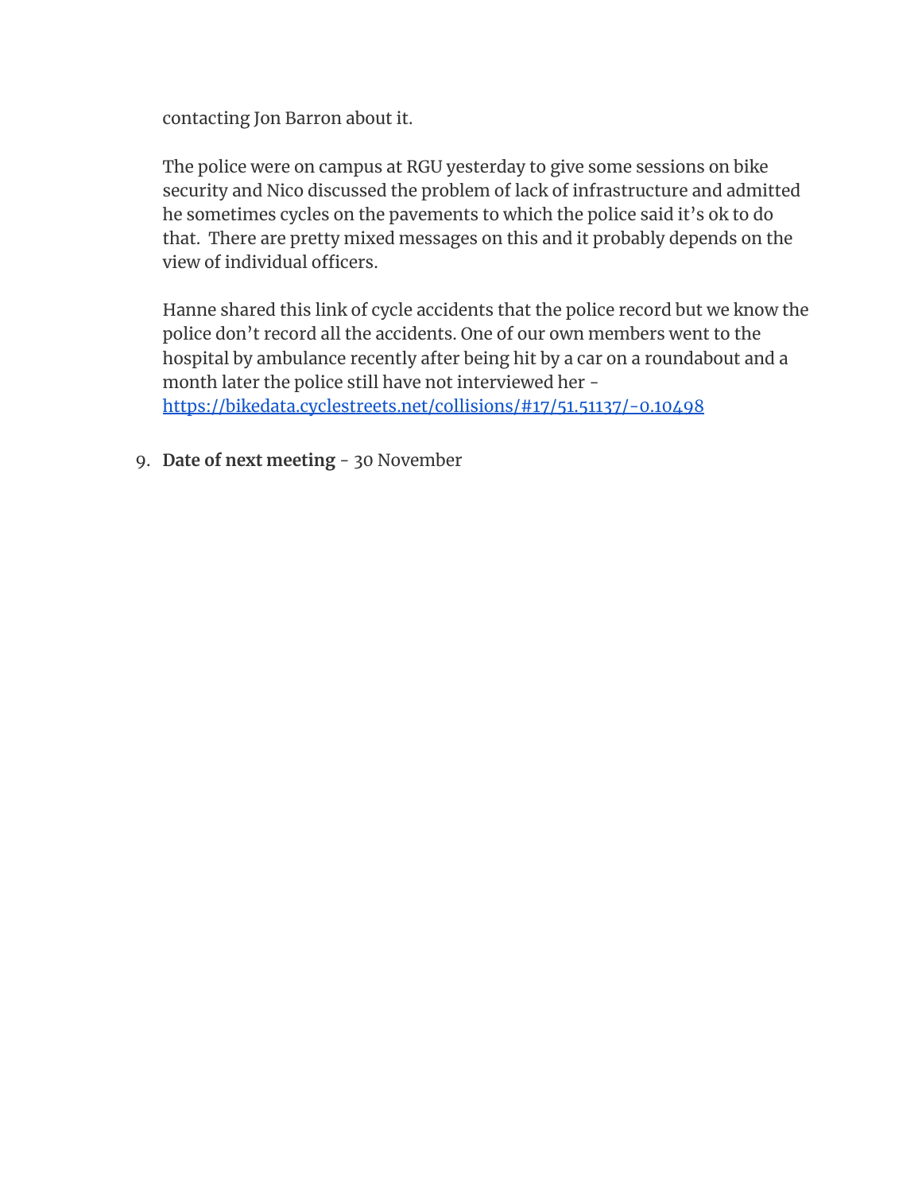contacting Jon Barron about it.

The police were on campus at RGU yesterday to give some sessions on bike security and Nico discussed the problem of lack of infrastructure and admitted he sometimes cycles on the pavements to which the police said it's ok to do that. There are pretty mixed messages on this and it probably depends on the view of individual officers.

Hanne shared this link of cycle accidents that the police record but we know the police don't record all the accidents. One of our own members went to the hospital by ambulance recently after being hit by a car on a roundabout and a month later the police still have not interviewed her - https://bikedata.cyclestreets.net/collisions/#17/51.51137/-0.10498

9. **Date of next meeting** - 30 November